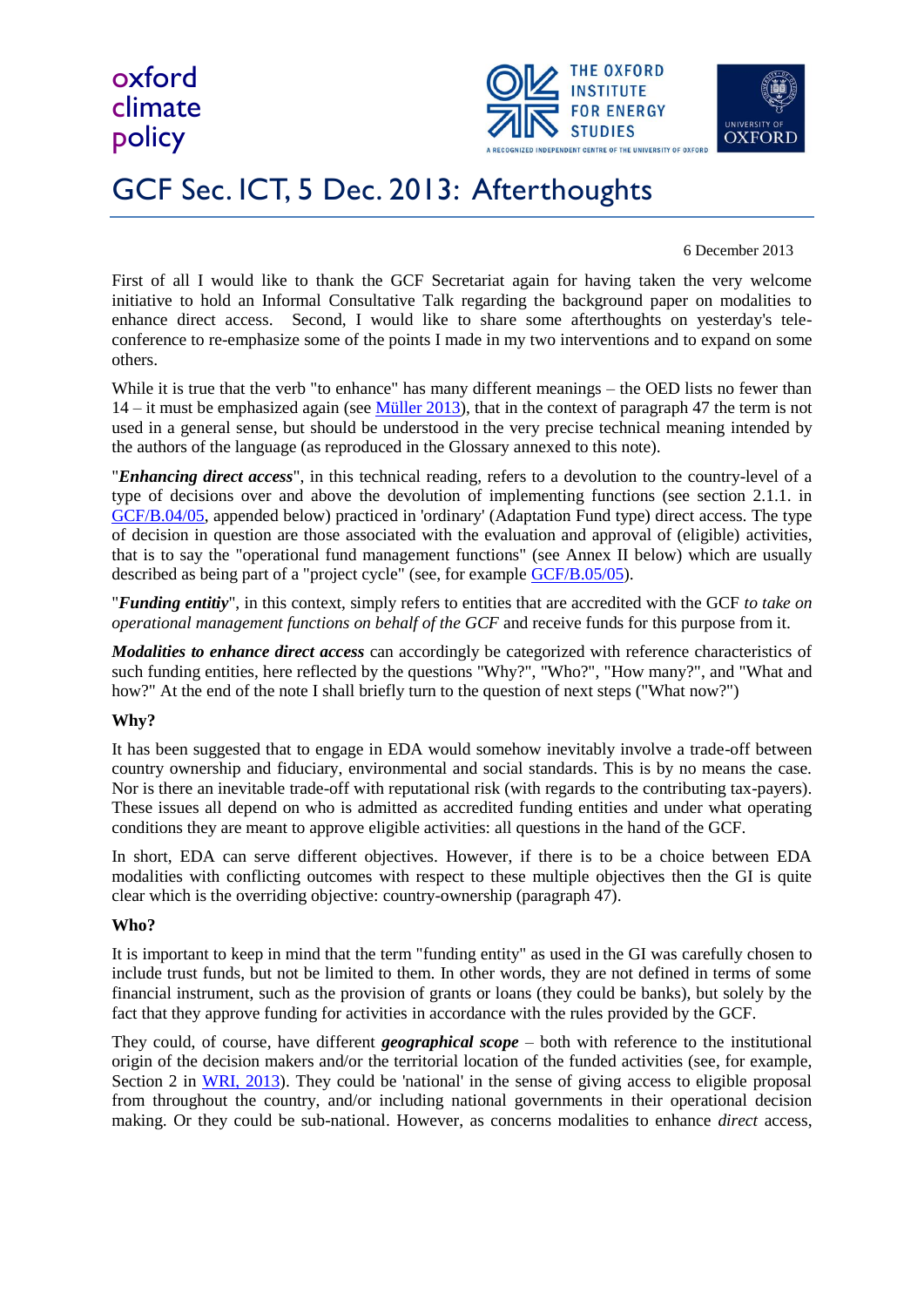oxford climate policy

# GCF Sec. ICT, 5 Dec. 2013: Afterthoughts

6 December 2013

First of all I would like to thank the GCF Secretariat again for having taken the very welcome initiative to hold an Informal Consultative Talk regarding the background paper on modalities to enhance direct access. Second, I would like to share some afterthoughts on yesterday's tele-conference to re-emphasize some of the points I made in my two interventions and to expand on some others.

While it is true that the verb "to enhance" has many different meanings – the OED lists no fewer than 14 – it must be emphasized again (see Müller 2013), that in the context of paragraph 47 the term is not used in a general sense, but should be understood in the very precise technical meaning intended by the authors of the language (as reproduced in the Glossary annexed to this note).

"***Enhancing direct access***", in this technical reading, refers to a devolution to the country-level of a type of decisions over and above the devolution of implementing functions (see section 2.1.1. in GCF/B.04/05, appended below) practiced in 'ordinary' (Adaptation Fund type) direct access. The type of decision in question are those associated with the evaluation and approval of (eligible) activities, that is to say the "operational fund management functions" (see Annex II below) which are usually described as being part of a "project cycle" (see, for example GCF/B.05/05).

"***Funding entitiy***", in this context, simply refers to entities that are accredited with the GCF *to take on operational management functions on behalf of the GCF* and receive funds for this purpose from it.

***Modalities to enhance direct access*** can accordingly be categorized with reference characteristics of such funding entities, here reflected by the questions "Why?", "Who?", "How many?", and "What and how?" At the end of the note I shall briefly turn to the question of next steps ("What now?")

**Why?**

It has been suggested that to engage in EDA would somehow inevitably involve a trade-off between country ownership and fiduciary, environmental and social standards. This is by no means the case. Nor is there an inevitable trade-off with reputational risk (with regards to the contributing tax-payers). These issues all depend on who is admitted as accredited funding entities and under what operating conditions they are meant to approve eligible activities: all questions in the hand of the GCF.

In short, EDA can serve different objectives. However, if there is to be a choice between EDA modalities with conflicting outcomes with respect to these multiple objectives then the GI is quite clear which is the overriding objective: country-ownership (paragraph 47).

**Who?**

It is important to keep in mind that the term "funding entity" as used in the GI was carefully chosen to include trust funds, but not be limited to them. In other words, they are not defined in terms of some financial instrument, such as the provision of grants or loans (they could be banks), but solely by the fact that they approve funding for activities in accordance with the rules provided by the GCF.

They could, of course, have different ***geographical scope*** – both with reference to the institutional origin of the decision makers and/or the territorial location of the funded activities (see, for example, Section 2 in WRI, 2013). They could be 'national' in the sense of giving access to eligible proposal from throughout the country, and/or including national governments in their operational decision making. Or they could be sub-national. However, as concerns modalities to enhance *direct* access,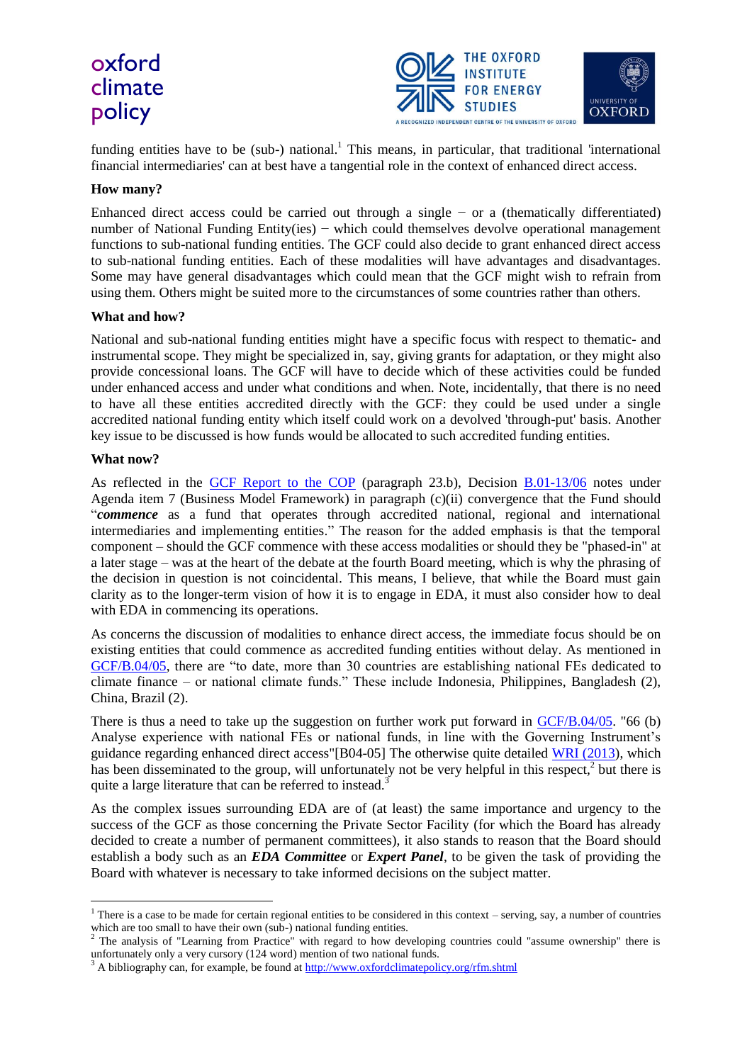funding entities have to be (sub-) national.[1] This means, in particular, that traditional 'international financial intermediaries' can at best have a tangential role in the context of enhanced direct access.

**How many?**

Enhanced direct access could be carried out through a single − or a (thematically differentiated) number of National Funding Entity(ies) − which could themselves devolve operational management functions to sub-national funding entities. The GCF could also decide to grant enhanced direct access to sub-national funding entities. Each of these modalities will have advantages and disadvantages. Some may have general disadvantages which could mean that the GCF might wish to refrain from using them. Others might be suited more to the circumstances of some countries rather than others.

**What and how?**

National and sub-national funding entities might have a specific focus with respect to thematic- and instrumental scope. They might be specialized in, say, giving grants for adaptation, or they might also provide concessional loans. The GCF will have to decide which of these activities could be funded under enhanced access and under what conditions and when. Note, incidentally, that there is no need to have all these entities accredited directly with the GCF: they could be used under a single accredited national funding entity which itself could work on a devolved 'through-put' basis. Another key issue to be discussed is how funds would be allocated to such accredited funding entities.

**What now?**

As reflected in the GCF Report to the COP (paragraph 23.b), Decision B.01-13/06 notes under Agenda item 7 (Business Model Framework) in paragraph (c)(ii) convergence that the Fund should "***commence*** as a fund that operates through accredited national, regional and international intermediaries and implementing entities." The reason for the added emphasis is that the temporal component – should the GCF commence with these access modalities or should they be "phased-in" at a later stage – was at the heart of the debate at the fourth Board meeting, which is why the phrasing of the decision in question is not coincidental. This means, I believe, that while the Board must gain clarity as to the longer-term vision of how it is to engage in EDA, it must also consider how to deal with EDA in commencing its operations.

As concerns the discussion of modalities to enhance direct access, the immediate focus should be on existing entities that could commence as accredited funding entities without delay. As mentioned in GCF/B.04/05, there are "to date, more than 30 countries are establishing national FEs dedicated to climate finance – or national climate funds." These include Indonesia, Philippines, Bangladesh (2), China, Brazil (2).

There is thus a need to take up the suggestion on further work put forward in GCF/B.04/05. "66 (b) Analyse experience with national FEs or national funds, in line with the Governing Instrument's guidance regarding enhanced direct access"[B04-05] The otherwise quite detailed WRI (2013), which has been disseminated to the group, will unfortunately not be very helpful in this respect,[2] but there is quite a large literature that can be referred to instead.[3]

As the complex issues surrounding EDA are of (at least) the same importance and urgency to the success of the GCF as those concerning the Private Sector Facility (for which the Board has already decided to create a number of permanent committees), it also stands to reason that the Board should establish a body such as an ***EDA Committee*** or ***Expert Panel***, to be given the task of providing the Board with whatever is necessary to take informed decisions on the subject matter.

---

[1] There is a case to be made for certain regional entities to be considered in this context – serving, say, a number of countries which are too small to have their own (sub-) national funding entities.

[2] The analysis of "Learning from Practice" with regard to how developing countries could "assume ownership" there is unfortunately only a very cursory (124 word) mention of two national funds.

[3] A bibliography can, for example, be found at http://www.oxfordclimatepolicy.org/rfm.shtml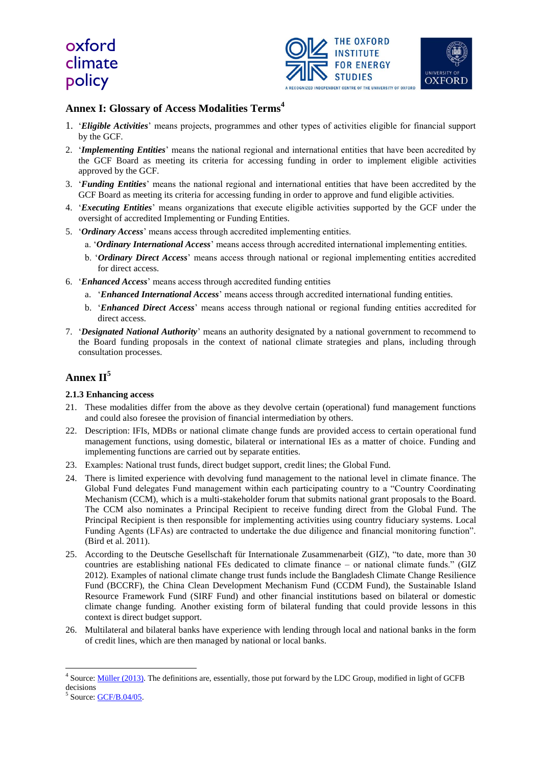## Annex I: Glossary of Access Modalities Terms[4]

1. '***Eligible Activities***' means projects, programmes and other types of activities eligible for financial support by the GCF.
2. '***Implementing Entities***' means the national regional and international entities that have been accredited by the GCF Board as meeting its criteria for accessing funding in order to implement eligible activities approved by the GCF.
3. '***Funding Entities***' means the national regional and international entities that have been accredited by the GCF Board as meeting its criteria for accessing funding in order to approve and fund eligible activities.
4. '***Executing Entities***' means organizations that execute eligible activities supported by the GCF under the oversight of accredited Implementing or Funding Entities.
5. '***Ordinary Access***' means access through accredited implementing entities.
   a. '***Ordinary International Access***' means access through accredited international implementing entities.
   b. '***Ordinary Direct Access***' means access through national or regional implementing entities accredited for direct access.
6. '***Enhanced Access***' means access through accredited funding entities
   a. '***Enhanced International Access***' means access through accredited international funding entities.
   b. '***Enhanced Direct Access***' means access through national or regional funding entities accredited for direct access.
7. '***Designated National Authority***' means an authority designated by a national government to recommend to the Board funding proposals in the context of national climate strategies and plans, including through consultation processes.

## Annex II[5]

### 2.1.3 Enhancing access

21. These modalities differ from the above as they devolve certain (operational) fund management functions and could also foresee the provision of financial intermediation by others.
22. Description: IFIs, MDBs or national climate change funds are provided access to certain operational fund management functions, using domestic, bilateral or international IEs as a matter of choice. Funding and implementing functions are carried out by separate entities.
23. Examples: National trust funds, direct budget support, credit lines; the Global Fund.
24. There is limited experience with devolving fund management to the national level in climate finance. The Global Fund delegates Fund management within each participating country to a "Country Coordinating Mechanism (CCM), which is a multi-stakeholder forum that submits national grant proposals to the Board. The CCM also nominates a Principal Recipient to receive funding direct from the Global Fund. The Principal Recipient is then responsible for implementing activities using country fiduciary systems. Local Funding Agents (LFAs) are contracted to undertake the due diligence and financial monitoring function". (Bird et al. 2011).
25. According to the Deutsche Gesellschaft für Internationale Zusammenarbeit (GIZ), "to date, more than 30 countries are establishing national FEs dedicated to climate finance – or national climate funds." (GIZ 2012). Examples of national climate change trust funds include the Bangladesh Climate Change Resilience Fund (BCCRF), the China Clean Development Mechanism Fund (CCDM Fund), the Sustainable Island Resource Framework Fund (SIRF Fund) and other financial institutions based on bilateral or domestic climate change funding. Another existing form of bilateral funding that could provide lessons in this context is direct budget support.
26. Multilateral and bilateral banks have experience with lending through local and national banks in the form of credit lines, which are then managed by national or local banks.

---

[4] Source: Müller (2013). The definitions are, essentially, those put forward by the LDC Group, modified in light of GCFB decisions

[5] Source: GCF/B.04/05.